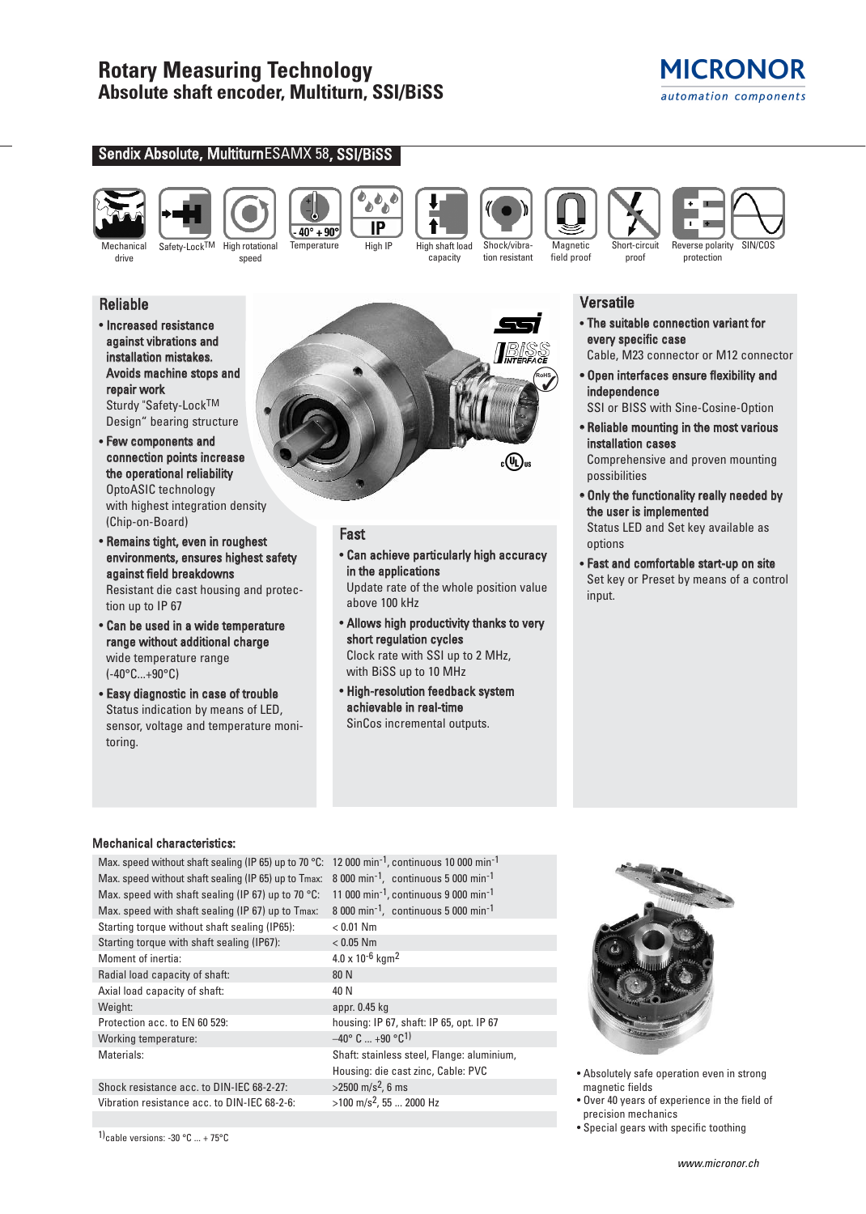# Rotary Measuring Technology
## Absolute shaft encoder, Multiturn, SSI/BiSS

MICRONOR
automation components

### Sendix Absolute, Multiturn ESAMX 58, SSI/BiSS

Mechanical drive | Safety-Lock™ | High rotational speed | Temperature | High IP | High shaft load capacity | Shock/vibration resistant | Magnetic field proof | Short-circuit proof | Reverse polarity protection | SIN/COS

### Reliable

- **Increased resistance against vibrations and installation mistakes. Avoids machine stops and repair work**
  Sturdy "Safety-Lock™ Design" bearing structure
- **Few components and connection points increase the operational reliability**
  OptoASIC technology with highest integration density (Chip-on-Board)
- **Remains tight, even in roughest environments, ensures highest safety against field breakdowns**
  Resistant die cast housing and protection up to IP 67
- **Can be used in a wide temperature range without additional charge**
  wide temperature range (-40°C...+90°C)
- **Easy diagnostic in case of trouble**
  Status indication by means of LED, sensor, voltage and temperature monitoring.

### Fast

- **Can achieve particularly high accuracy in the applications**
  Update rate of the whole position value above 100 kHz
- **Allows high productivity thanks to very short regulation cycles**
  Clock rate with SSI up to 2 MHz, with BiSS up to 10 MHz
- **High-resolution feedback system achievable in real-time**
  SinCos incremental outputs.

### Versatile

- **The suitable connection variant for every specific case**
  Cable, M23 connector or M12 connector
- **Open interfaces ensure flexibility and independence**
  SSI or BISS with Sine-Cosine-Option
- **Reliable mounting in the most various installation cases**
  Comprehensive and proven mounting possibilities
- **Only the functionality really needed by the user is implemented**
  Status LED and Set key available as options
- **Fast and comfortable start-up on site**
  Set key or Preset by means of a control input.

### Mechanical characteristics:

| | |
|---|---|
| Max. speed without shaft sealing (IP 65) up to 70 °C: | 12 000 $min^{-1}$, continuous 10 000 $min^{-1}$ |
| Max. speed without shaft sealing (IP 65) up to Tmax: | 8 000 $min^{-1}$, continuous 5 000 $min^{-1}$ |
| Max. speed with shaft sealing (IP 67) up to 70 °C: | 11 000 $min^{-1}$, continuous 9 000 $min^{-1}$ |
| Max. speed with shaft sealing (IP 67) up to Tmax: | 8 000 $min^{-1}$, continuous 5 000 $min^{-1}$ |
| Starting torque without shaft sealing (IP65): | < 0.01 Nm |
| Starting torque with shaft sealing (IP67): | < 0.05 Nm |
| Moment of inertia: | $4.0 \times 10^{-6}$ $kgm^2$ |
| Radial load capacity of shaft: | 80 N |
| Axial load capacity of shaft: | 40 N |
| Weight: | appr. 0.45 kg |
| Protection acc. to EN 60 529: | housing: IP 67, shaft: IP 65, opt. IP 67 |
| Working temperature: | –40° C ... +90 °C[1] |
| Materials: | Shaft: stainless steel, Flange: aluminium, Housing: die cast zinc, Cable: PVC |
| Shock resistance acc. to DIN-IEC 68-2-27: | >2500 $m/s^2$, 6 ms |
| Vibration resistance acc. to DIN-IEC 68-2-6: | >100 $m/s^2$, 55 ... 2000 Hz |

[1] cable versions: -30 °C ... + 75°C

- Absolutely safe operation even in strong magnetic fields
- Over 40 years of experience in the field of precision mechanics
- Special gears with specific toothing

www.micronor.ch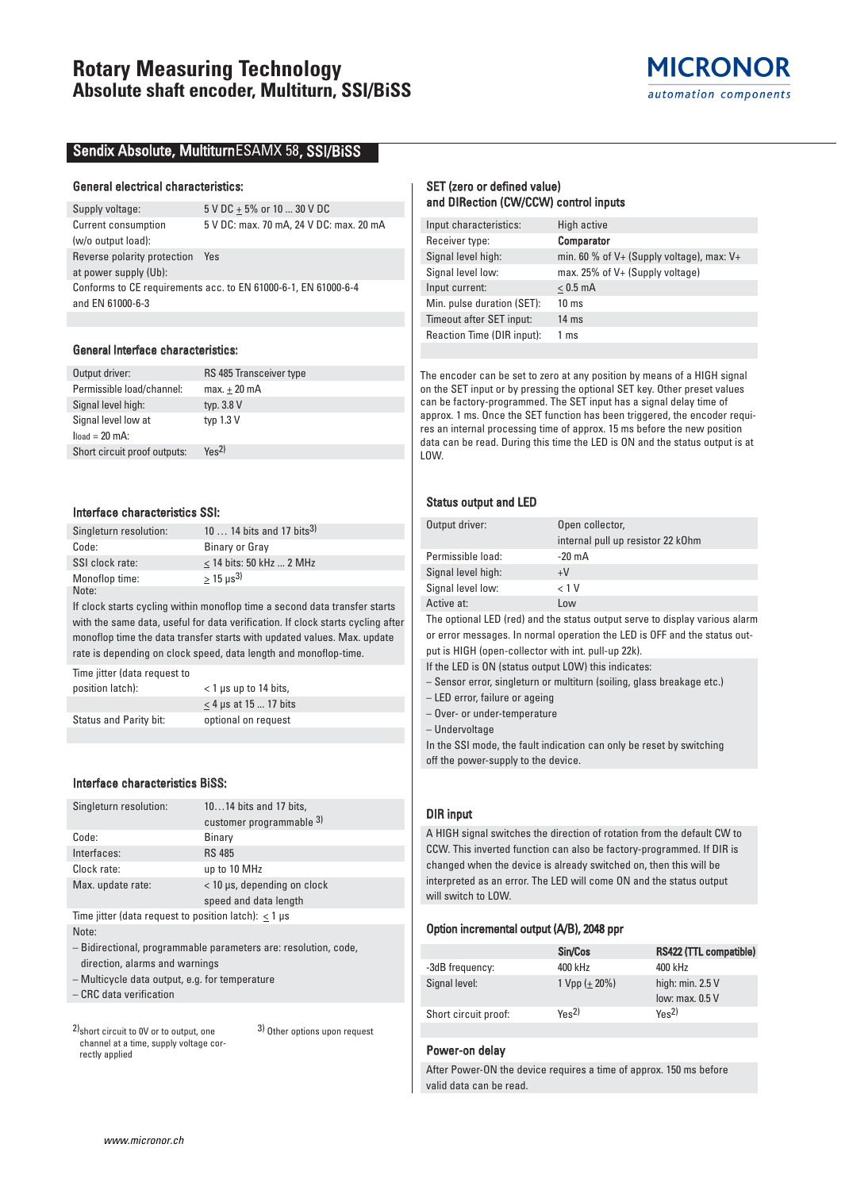# Rotary Measuring Technology
## Absolute shaft encoder, Multiturn, SSI/BiSS

MICRONOR
automation components

## Sendix Absolute, Multiturn ESAMX 58, SSI/BiSS

### General electrical characteristics:

| | |
|---|---|
| Supply voltage: | 5 V DC ± 5% or 10 ... 30 V DC |
| Current consumption (w/o output load): | 5 V DC: max. 70 mA, 24 V DC: max. 20 mA |
| Reverse polarity protection at power supply (Ub): | Yes |

Conforms to CE requirements acc. to EN 61000-6-1, EN 61000-6-4 and EN 61000-6-3

### General Interface characteristics:

| | |
|---|---|
| Output driver: | RS 485 Transceiver type |
| Permissible load/channel: | max. ± 20 mA |
| Signal level high: | typ. 3.8 V |
| Signal level low at $I_{load}$ = 20 mA: | typ 1.3 V |
| Short circuit proof outputs: | Yes[2)] |

### Interface characteristics SSI:

| | |
|---|---|
| Singleturn resolution: | 10 … 14 bits and 17 bits[3)] |
| Code: | Binary or Gray |
| SSI clock rate: | ≤ 14 bits: 50 kHz ... 2 MHz |
| Monoflop time: | ≥ 15 µs[3)] |

Note:
If clock starts cycling within monoflop time a second data transfer starts with the same data, useful for data verification. If clock starts cycling after monoflop time the data transfer starts with updated values. Max. update rate is depending on clock speed, data length and monoflop-time.

| | |
|---|---|
| Time jitter (data request to position latch): | < 1 µs up to 14 bits, ≤ 4 µs at 15 ... 17 bits |
| Status and Parity bit: | optional on request |

### Interface characteristics BiSS:

| | |
|---|---|
| Singleturn resolution: | 10…14 bits and 17 bits, customer programmable [3)] |
| Code: | Binary |
| Interfaces: | RS 485 |
| Clock rate: | up to 10 MHz |
| Max. update rate: | < 10 µs, depending on clock speed and data length |

Time jitter (data request to position latch): ≤ 1 µs

Note:
- Bidirectional, programmable parameters are: resolution, code, direction, alarms and warnings
- Multicycle data output, e.g. for temperature
- CRC data verification

[2)] short circuit to 0V or to output, one channel at a time, supply voltage correctly applied

[3)] Other options upon request

### SET (zero or defined value) and DIRection (CW/CCW) control inputs

| | |
|---|---|
| Input characteristics: | High active |
| Receiver type: | **Comparator** |
| Signal level high: | min. 60 % of V+ (Supply voltage), max: V+ |
| Signal level low: | max. 25% of V+ (Supply voltage) |
| Input current: | ≤ 0.5 mA |
| Min. pulse duration (SET): | 10 ms |
| Timeout after SET input: | 14 ms |
| Reaction Time (DIR input): | 1 ms |

The encoder can be set to zero at any position by means of a HIGH signal on the SET input or by pressing the optional SET key. Other preset values can be factory-programmed. The SET input has a signal delay time of approx. 1 ms. Once the SET function has been triggered, the encoder requires an internal processing time of approx. 15 ms before the new position data can be read. During this time the LED is ON and the status output is at LOW.

### Status output and LED

| | |
|---|---|
| Output driver: | Open collector, internal pull up resistor 22 kOhm |
| Permissible load: | -20 mA |
| Signal level high: | +V |
| Signal level low: | < 1 V |
| Active at: | Low |

The optional LED (red) and the status output serve to display various alarm or error messages. In normal operation the LED is OFF and the status output is HIGH (open-collector with int. pull-up 22k).

If the LED is ON (status output LOW) this indicates:
- Sensor error, singleturn or multiturn (soiling, glass breakage etc.)
- LED error, failure or ageing
- Over- or under-temperature
- Undervoltage

In the SSI mode, the fault indication can only be reset by switching off the power-supply to the device.

### DIR input

A HIGH signal switches the direction of rotation from the default CW to CCW. This inverted function can also be factory-programmed. If DIR is changed when the device is already switched on, then this will be interpreted as an error. The LED will come ON and the status output will switch to LOW.

### Option incremental output (A/B), 2048 ppr

| | Sin/Cos | RS422 (TTL compatible) |
|---|---|---|
| -3dB frequency: | 400 kHz | 400 kHz |
| Signal level: | 1 Vpp (± 20%) | high: min. 2.5 V low: max. 0.5 V |
| Short circuit proof: | Yes[2)] | Yes[2)] |

### Power-on delay

After Power-ON the device requires a time of approx. 150 ms before valid data can be read.

www.micronor.ch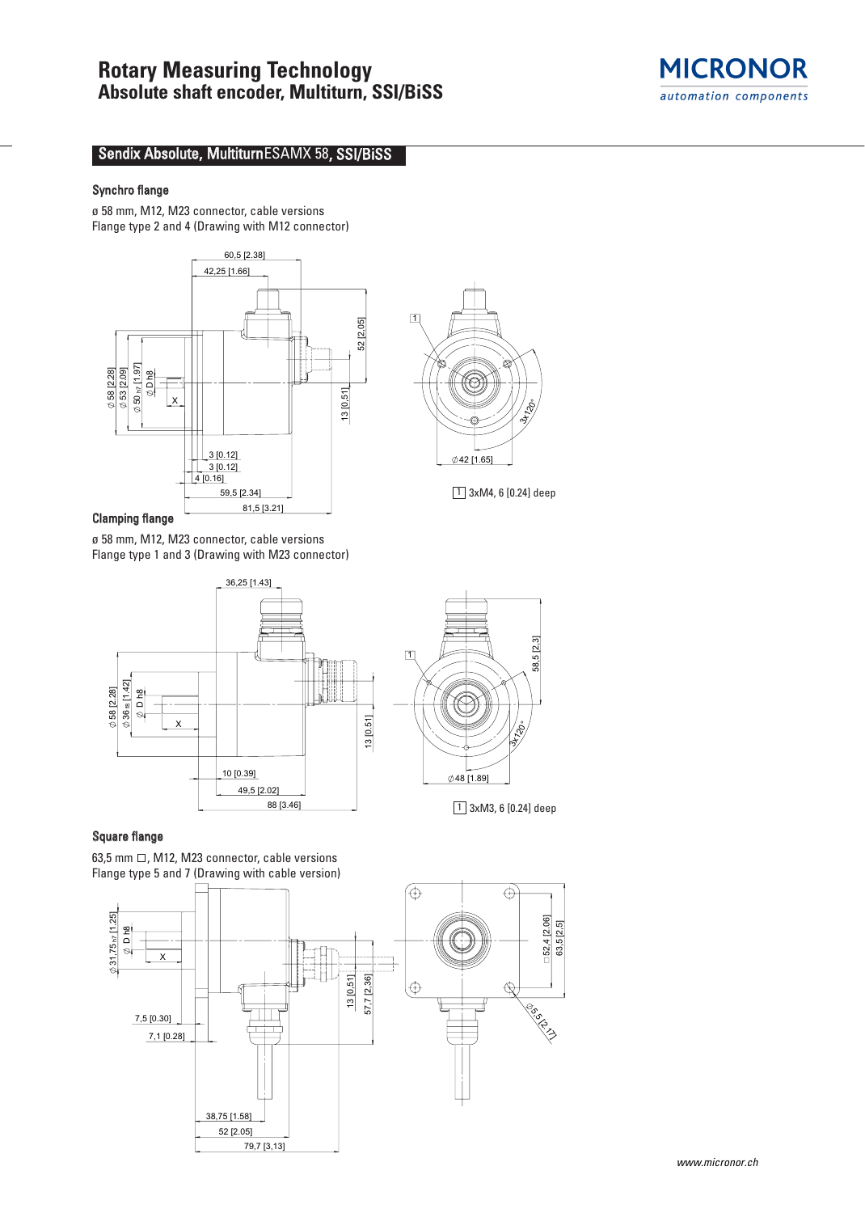# Rotary Measuring Technology
## Absolute shaft encoder, Multiturn, SSI/BiSS

**Sendix Absolute, Multiturn** ESAMX 58**, SSI/BiSS**

### Synchro flange

ø 58 mm, M12, M23 connector, cable versions
Flange type 2 and 4 (Drawing with M12 connector)

1 3xM4, 6 [0.24] deep

### Clamping flange

ø 58 mm, M12, M23 connector, cable versions
Flange type 1 and 3 (Drawing with M23 connector)

1 3xM3, 6 [0.24] deep

### Square flange

63,5 mm □, M12, M23 connector, cable versions
Flange type 5 and 7 (Drawing with cable version)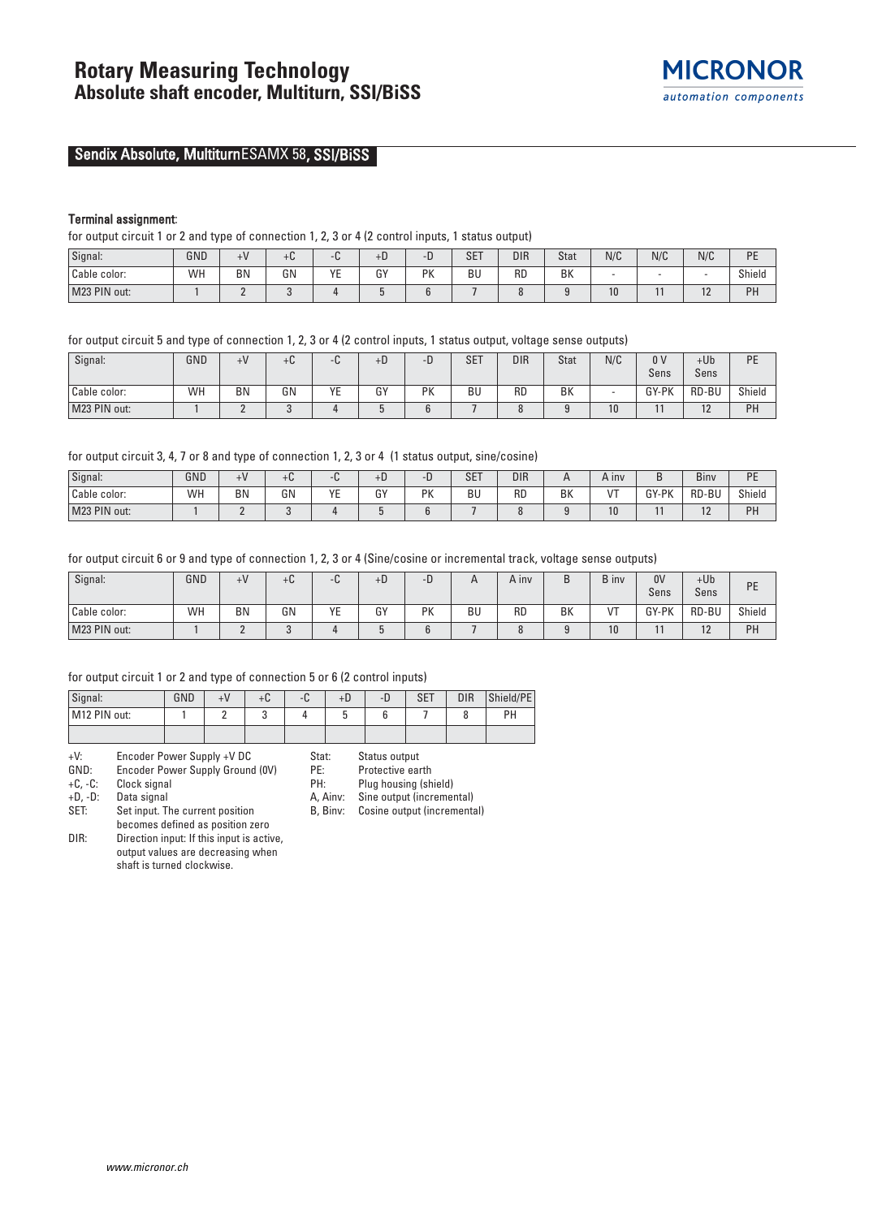# Rotary Measuring Technology
## Absolute shaft encoder, Multiturn, SSI/BiSS

**Sendix Absolute, Multiturn ESAMX 58, SSI/BiSS**

**Terminal assignment:**

for output circuit 1 or 2 and type of connection 1, 2, 3 or 4 (2 control inputs, 1 status output)

| Signal: | GND | +V | +C | -C | +D | -D | SET | DIR | Stat | N/C | N/C | N/C | PE |
|---|---|---|---|---|---|---|---|---|---|---|---|---|---|
| Cable color: | WH | BN | GN | YE | GY | PK | BU | RD | BK | - | - | - | Shield |
| M23 PIN out: | 1 | 2 | 3 | 4 | 5 | 6 | 7 | 8 | 9 | 10 | 11 | 12 | PH |

for output circuit 5 and type of connection 1, 2, 3 or 4 (2 control inputs, 1 status output, voltage sense outputs)

| Signal: | GND | +V | +C | -C | +D | -D | SET | DIR | Stat | N/C | 0 V Sens | +Ub Sens | PE |
|---|---|---|---|---|---|---|---|---|---|---|---|---|---|
| Cable color: | WH | BN | GN | YE | GY | PK | BU | RD | BK | - | GY-PK | RD-BU | Shield |
| M23 PIN out: | 1 | 2 | 3 | 4 | 5 | 6 | 7 | 8 | 9 | 10 | 11 | 12 | PH |

for output circuit 3, 4, 7 or 8 and type of connection 1, 2, 3 or 4 (1 status output, sine/cosine)

| Signal: | GND | +V | +C | -C | +D | -D | SET | DIR | A | A inv | B | Binv | PE |
|---|---|---|---|---|---|---|---|---|---|---|---|---|---|
| Cable color: | WH | BN | GN | YE | GY | PK | BU | RD | BK | VT | GY-PK | RD-BU | Shield |
| M23 PIN out: | 1 | 2 | 3 | 4 | 5 | 6 | 7 | 8 | 9 | 10 | 11 | 12 | PH |

for output circuit 6 or 9 and type of connection 1, 2, 3 or 4 (Sine/cosine or incremental track, voltage sense outputs)

| Signal: | GND | +V | +C | -C | +D | -D | A | A inv | B | B inv | 0V Sens | +Ub Sens | PE |
|---|---|---|---|---|---|---|---|---|---|---|---|---|---|
| Cable color: | WH | BN | GN | YE | GY | PK | BU | RD | BK | VT | GY-PK | RD-BU | Shield |
| M23 PIN out: | 1 | 2 | 3 | 4 | 5 | 6 | 7 | 8 | 9 | 10 | 11 | 12 | PH |

for output circuit 1 or 2 and type of connection 5 or 6 (2 control inputs)

| Signal: | GND | +V | +C | -C | +D | -D | SET | DIR | Shield/PE |
|---|---|---|---|---|---|---|---|---|---|
| M12 PIN out: | 1 | 2 | 3 | 4 | 5 | 6 | 7 | 8 | PH |
| | | | | | | | | | |

+V: Encoder Power Supply +V DC
GND: Encoder Power Supply Ground (0V)
+C, -C: Clock signal
+D, -D: Data signal
SET: Set input. The current position becomes defined as position zero
DIR: Direction input: If this input is active, output values are decreasing when shaft is turned clockwise.

Stat: Status output
PE: Protective earth
PH: Plug housing (shield)
A, Ainv: Sine output (incremental)
B, Binv: Cosine output (incremental)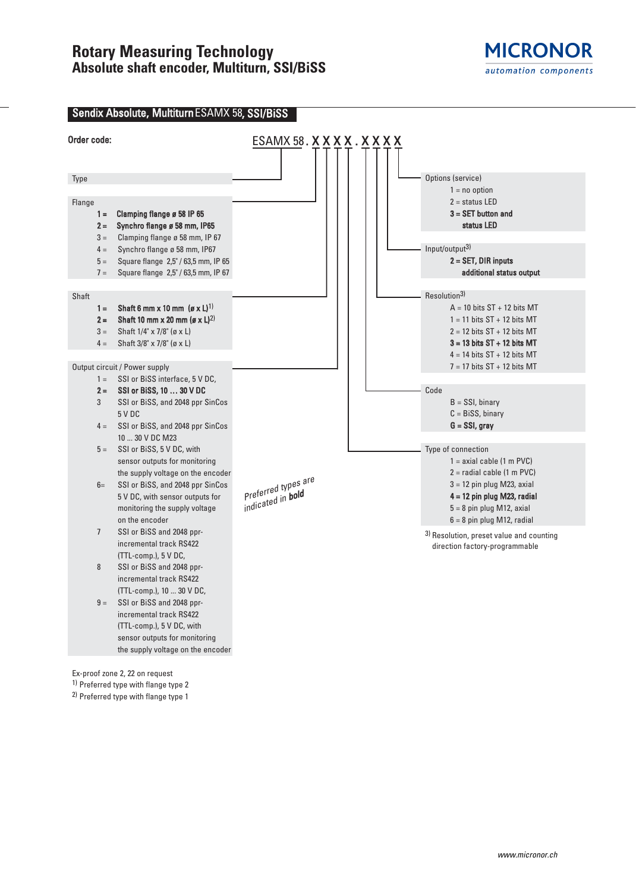# Rotary Measuring Technology
## Absolute shaft encoder, Multiturn, SSI/BiSS

MICRONOR
automation components

### Sendix Absolute, Multiturn ESAMX 58, SSI/BiSS

**Order code:** ESAMX 58 . X X X X . X X X X

*Preferred types are indicated in* ***bold***

**Type**

**Flange**

- **1 = Clamping flange ø 58 IP 65**
- **2 = Synchro flange ø 58 mm, IP65**
- 3 = Clamping flange ø 58 mm, IP 67
- 4 = Synchro flange ø 58 mm, IP67
- 5 = Square flange 2,5" / 63,5 mm, IP 65
- 7 = Square flange 2,5" / 63,5 mm, IP 67

**Shaft**

- **1 = Shaft 6 mm x 10 mm (ø x L)**[1]
- **2 = Shaft 10 mm x 20 mm (ø x L)**[2]
- 3 = Shaft 1/4" x 7/8" (ø x L)
- 4 = Shaft 3/8" x 7/8" (ø x L)

**Output circuit / Power supply**

- 1 = SSI or BiSS interface, 5 V DC,
- **2 = SSI or BiSS, 10 ... 30 V DC**
- 3 SSI or BiSS, and 2048 ppr SinCos 5 V DC
- 4 = SSI or BiSS, and 2048 ppr SinCos 10 ... 30 V DC M23
- 5 = SSI or BiSS, 5 V DC, with sensor outputs for monitoring the supply voltage on the encoder
- 6= SSI or BiSS, and 2048 ppr SinCos 5 V DC, with sensor outputs for monitoring the supply voltage on the encoder
- 7 SSI or BiSS and 2048 ppr-incremental track RS422 (TTL-comp.), 5 V DC,
- 8 SSI or BiSS and 2048 ppr-incremental track RS422 (TTL-comp.), 10 ... 30 V DC,
- 9 = SSI or BiSS and 2048 ppr-incremental track RS422 (TTL-comp.), 5 V DC, with sensor outputs for monitoring the supply voltage on the encoder

**Type of connection**

- 1 = axial cable (1 m PVC)
- 2 = radial cable (1 m PVC)
- 3 = 12 pin plug M23, axial
- **4 = 12 pin plug M23, radial**
- 5 = 8 pin plug M12, axial
- 6 = 8 pin plug M12, radial

**Code**

- B = SSI, binary
- C = BiSS, binary
- **G = SSI, gray**

**Resolution**[3]

- A = 10 bits ST + 12 bits MT
- 1 = 11 bits ST + 12 bits MT
- 2 = 12 bits ST + 12 bits MT
- **3 = 13 bits ST + 12 bits MT**
- 4 = 14 bits ST + 12 bits MT
- 7 = 17 bits ST + 12 bits MT

**Input/output**[3]

- **2 = SET, DIR inputs additional status output**

**Options (service)**

- 1 = no option
- 2 = status LED
- **3 = SET button and status LED**

[3] Resolution, preset value and counting direction factory-programmable

Ex-proof zone 2, 22 on request

[1] Preferred type with flange type 2

[2] Preferred type with flange type 1